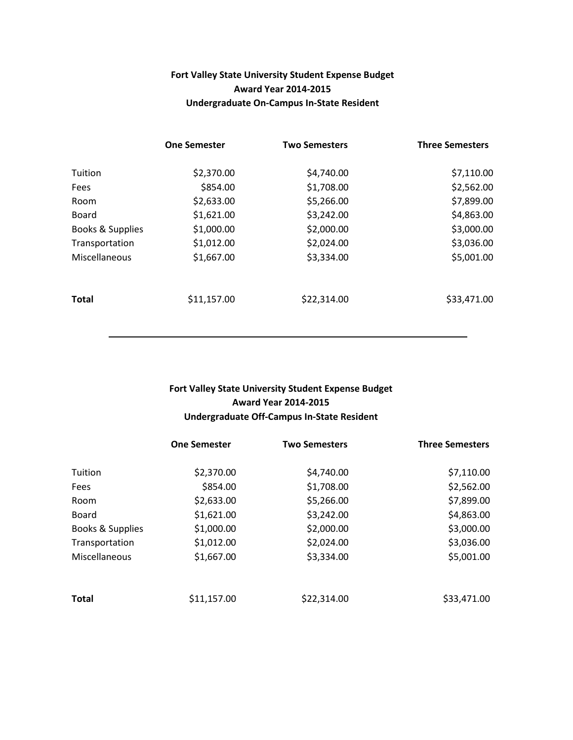**Fort Valley State University Student Expense Budget**
**Award Year 2014-2015**
**Undergraduate On-Campus In-State Resident**

| | One Semester | Two Semesters | Three Semesters |
|---|---|---|---|
| Tuition | $2,370.00 | $4,740.00 | $7,110.00 |
| Fees | $854.00 | $1,708.00 | $2,562.00 |
| Room | $2,633.00 | $5,266.00 | $7,899.00 |
| Board | $1,621.00 | $3,242.00 | $4,863.00 |
| Books & Supplies | $1,000.00 | $2,000.00 | $3,000.00 |
| Transportation | $1,012.00 | $2,024.00 | $3,036.00 |
| Miscellaneous | $1,667.00 | $3,334.00 | $5,001.00 |
| **Total** | $11,157.00 | $22,314.00 | $33,471.00 |

---

**Fort Valley State University Student Expense Budget**
**Award Year 2014-2015**
**Undergraduate Off-Campus In-State Resident**

| | One Semester | Two Semesters | Three Semesters |
|---|---|---|---|
| Tuition | $2,370.00 | $4,740.00 | $7,110.00 |
| Fees | $854.00 | $1,708.00 | $2,562.00 |
| Room | $2,633.00 | $5,266.00 | $7,899.00 |
| Board | $1,621.00 | $3,242.00 | $4,863.00 |
| Books & Supplies | $1,000.00 | $2,000.00 | $3,000.00 |
| Transportation | $1,012.00 | $2,024.00 | $3,036.00 |
| Miscellaneous | $1,667.00 | $3,334.00 | $5,001.00 |
| **Total** | $11,157.00 | $22,314.00 | $33,471.00 |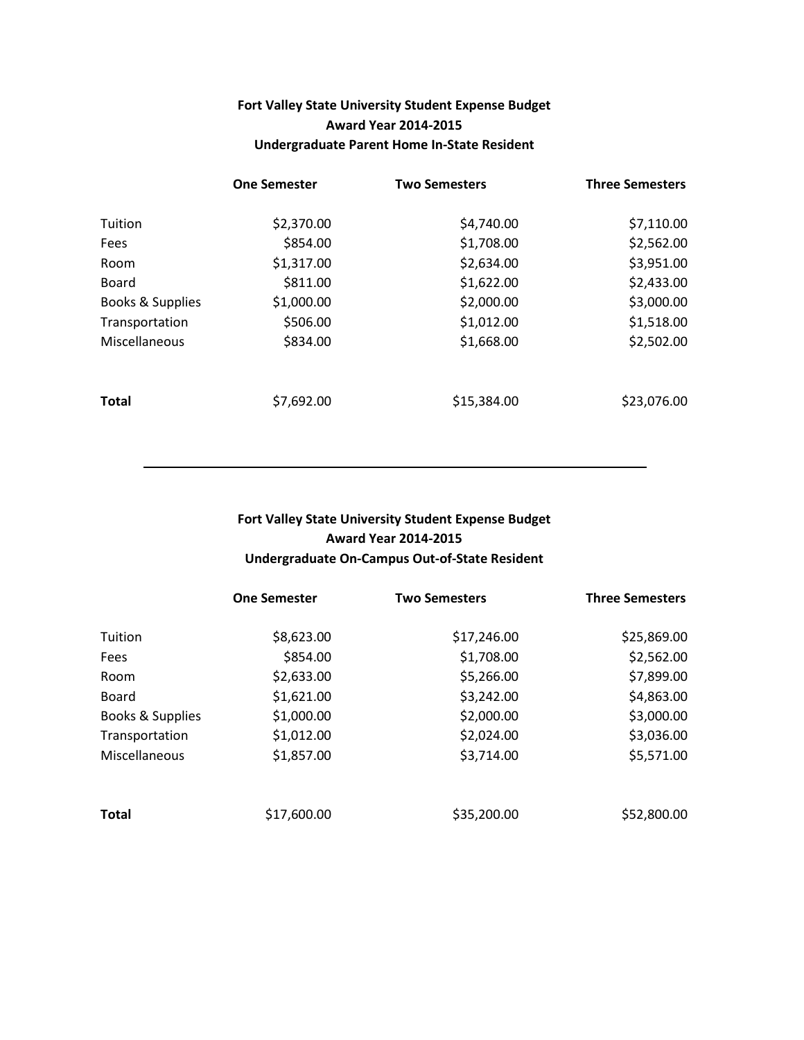**Fort Valley State University Student Expense Budget**
**Award Year 2014-2015**
**Undergraduate Parent Home In-State Resident**

| | **One Semester** | **Two Semesters** | **Three Semesters** |
|---|---|---|---|
| Tuition | $2,370.00 | $4,740.00 | $7,110.00 |
| Fees | $854.00 | $1,708.00 | $2,562.00 |
| Room | $1,317.00 | $2,634.00 | $3,951.00 |
| Board | $811.00 | $1,622.00 | $2,433.00 |
| Books & Supplies | $1,000.00 | $2,000.00 | $3,000.00 |
| Transportation | $506.00 | $1,012.00 | $1,518.00 |
| Miscellaneous | $834.00 | $1,668.00 | $2,502.00 |
| **Total** | $7,692.00 | $15,384.00 | $23,076.00 |

---

**Fort Valley State University Student Expense Budget**
**Award Year 2014-2015**
**Undergraduate On-Campus Out-of-State Resident**

| | **One Semester** | **Two Semesters** | **Three Semesters** |
|---|---|---|---|
| Tuition | $8,623.00 | $17,246.00 | $25,869.00 |
| Fees | $854.00 | $1,708.00 | $2,562.00 |
| Room | $2,633.00 | $5,266.00 | $7,899.00 |
| Board | $1,621.00 | $3,242.00 | $4,863.00 |
| Books & Supplies | $1,000.00 | $2,000.00 | $3,000.00 |
| Transportation | $1,012.00 | $2,024.00 | $3,036.00 |
| Miscellaneous | $1,857.00 | $3,714.00 | $5,571.00 |
| **Total** | $17,600.00 | $35,200.00 | $52,800.00 |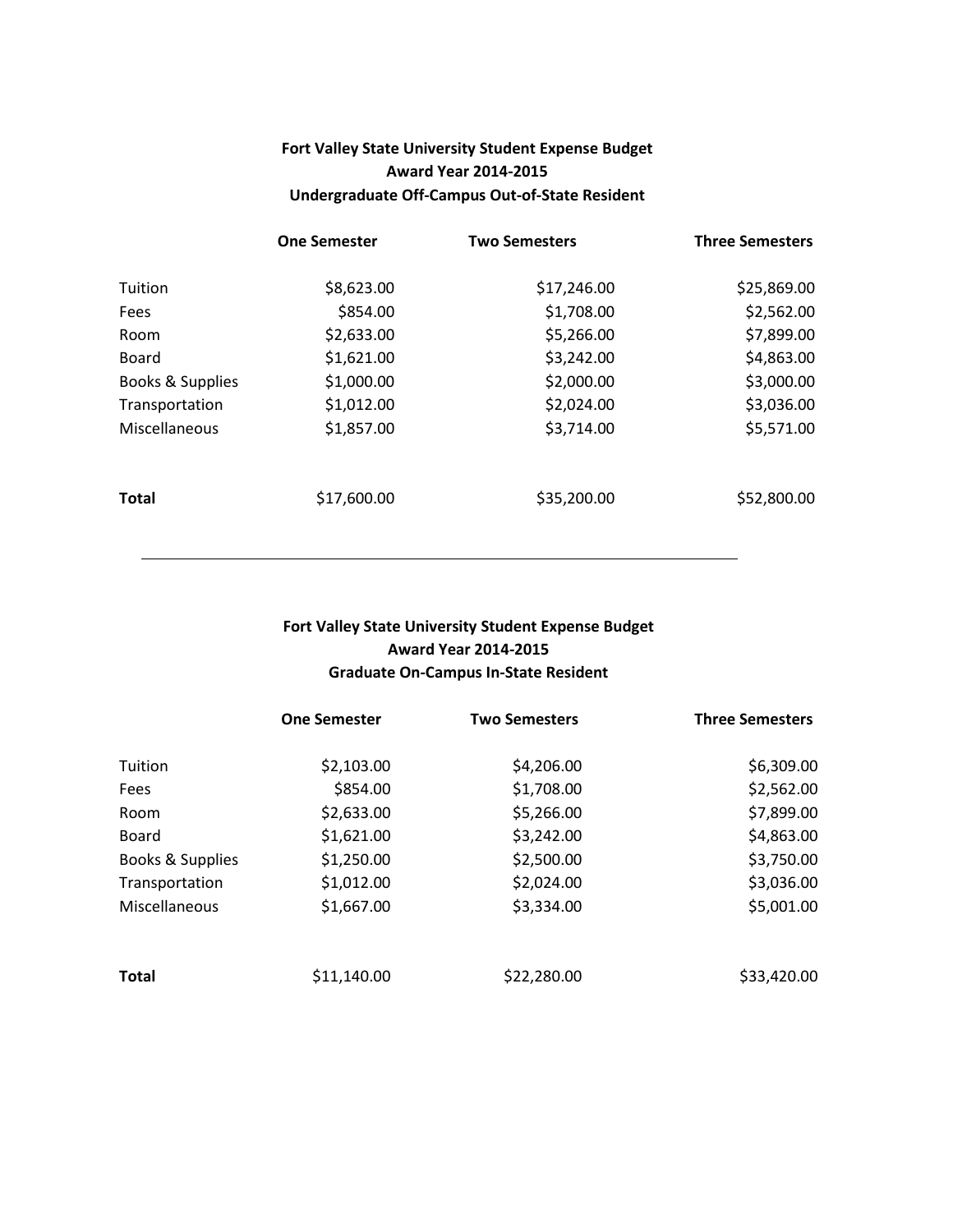**Fort Valley State University Student Expense Budget**
**Award Year 2014-2015**
**Undergraduate Off-Campus Out-of-State Resident**

| | **One Semester** | **Two Semesters** | **Three Semesters** |
|---|---|---|---|
| Tuition | $8,623.00 | $17,246.00 | $25,869.00 |
| Fees | $854.00 | $1,708.00 | $2,562.00 |
| Room | $2,633.00 | $5,266.00 | $7,899.00 |
| Board | $1,621.00 | $3,242.00 | $4,863.00 |
| Books & Supplies | $1,000.00 | $2,000.00 | $3,000.00 |
| Transportation | $1,012.00 | $2,024.00 | $3,036.00 |
| Miscellaneous | $1,857.00 | $3,714.00 | $5,571.00 |
| **Total** | $17,600.00 | $35,200.00 | $52,800.00 |

---

**Fort Valley State University Student Expense Budget**
**Award Year 2014-2015**
**Graduate On-Campus In-State Resident**

| | **One Semester** | **Two Semesters** | **Three Semesters** |
|---|---|---|---|
| Tuition | $2,103.00 | $4,206.00 | $6,309.00 |
| Fees | $854.00 | $1,708.00 | $2,562.00 |
| Room | $2,633.00 | $5,266.00 | $7,899.00 |
| Board | $1,621.00 | $3,242.00 | $4,863.00 |
| Books & Supplies | $1,250.00 | $2,500.00 | $3,750.00 |
| Transportation | $1,012.00 | $2,024.00 | $3,036.00 |
| Miscellaneous | $1,667.00 | $3,334.00 | $5,001.00 |
| **Total** | $11,140.00 | $22,280.00 | $33,420.00 |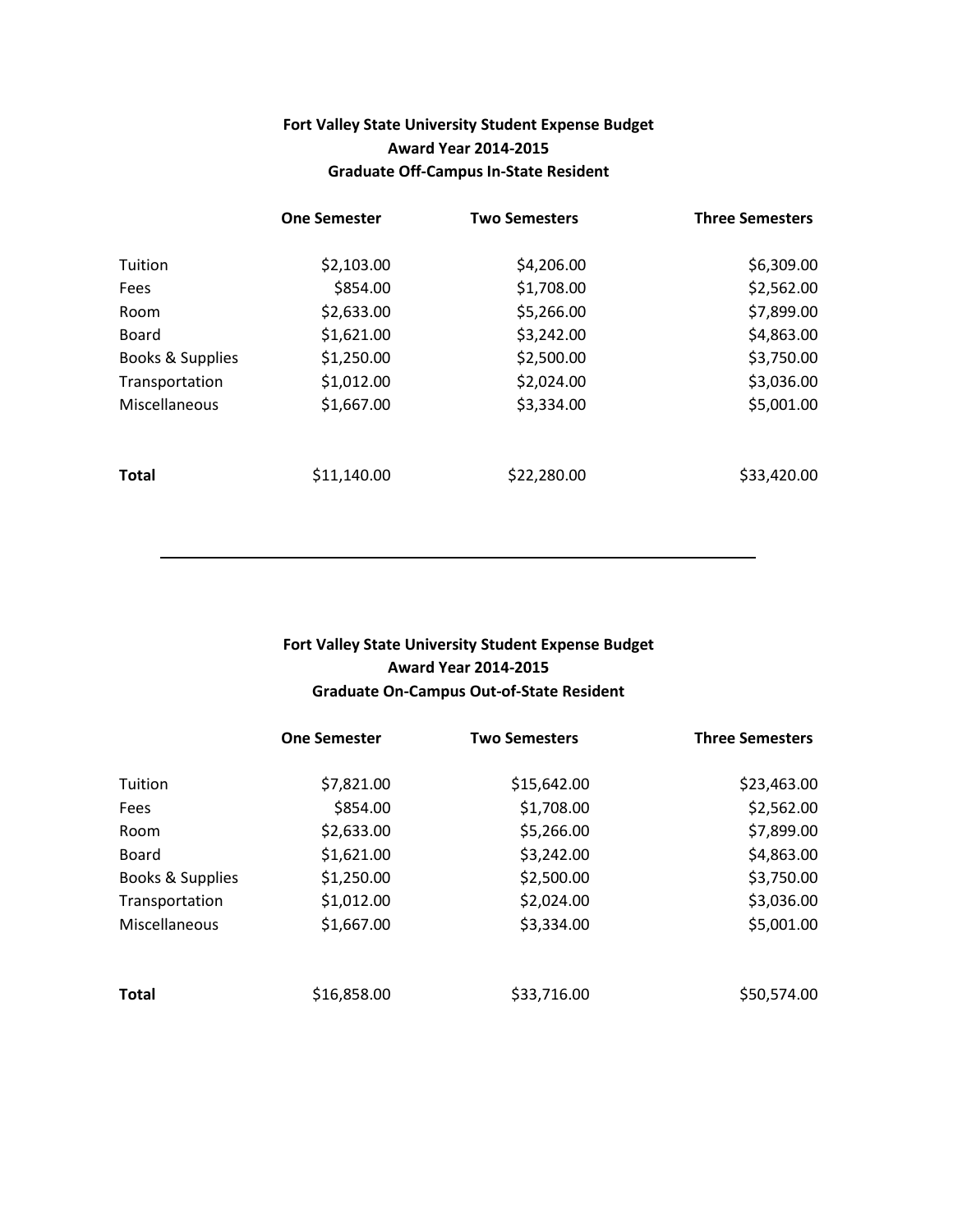**Fort Valley State University Student Expense Budget**
**Award Year 2014-2015**
**Graduate Off-Campus In-State Resident**

| | One Semester | Two Semesters | Three Semesters |
|---|---|---|---|
| Tuition | $2,103.00 | $4,206.00 | $6,309.00 |
| Fees | $854.00 | $1,708.00 | $2,562.00 |
| Room | $2,633.00 | $5,266.00 | $7,899.00 |
| Board | $1,621.00 | $3,242.00 | $4,863.00 |
| Books & Supplies | $1,250.00 | $2,500.00 | $3,750.00 |
| Transportation | $1,012.00 | $2,024.00 | $3,036.00 |
| Miscellaneous | $1,667.00 | $3,334.00 | $5,001.00 |
| **Total** | $11,140.00 | $22,280.00 | $33,420.00 |

---

**Fort Valley State University Student Expense Budget**
**Award Year 2014-2015**
**Graduate On-Campus Out-of-State Resident**

| | One Semester | Two Semesters | Three Semesters |
|---|---|---|---|
| Tuition | $7,821.00 | $15,642.00 | $23,463.00 |
| Fees | $854.00 | $1,708.00 | $2,562.00 |
| Room | $2,633.00 | $5,266.00 | $7,899.00 |
| Board | $1,621.00 | $3,242.00 | $4,863.00 |
| Books & Supplies | $1,250.00 | $2,500.00 | $3,750.00 |
| Transportation | $1,012.00 | $2,024.00 | $3,036.00 |
| Miscellaneous | $1,667.00 | $3,334.00 | $5,001.00 |
| **Total** | $16,858.00 | $33,716.00 | $50,574.00 |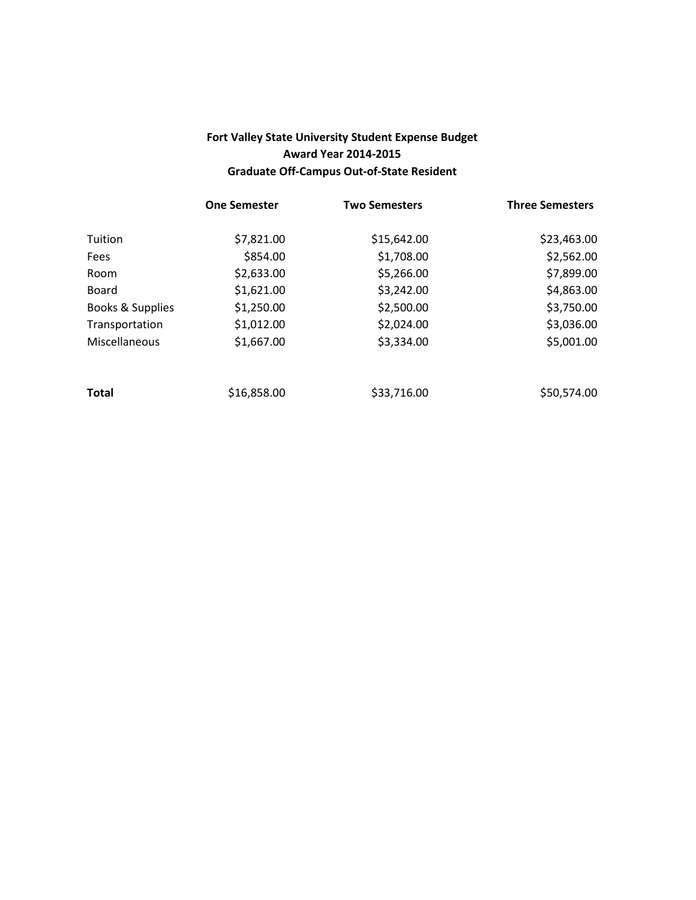**Fort Valley State University Student Expense Budget**
**Award Year 2014-2015**
**Graduate Off-Campus Out-of-State Resident**

| | One Semester | Two Semesters | Three Semesters |
|---|---|---|---|
| Tuition | $7,821.00 | $15,642.00 | $23,463.00 |
| Fees | $854.00 | $1,708.00 | $2,562.00 |
| Room | $2,633.00 | $5,266.00 | $7,899.00 |
| Board | $1,621.00 | $3,242.00 | $4,863.00 |
| Books & Supplies | $1,250.00 | $2,500.00 | $3,750.00 |
| Transportation | $1,012.00 | $2,024.00 | $3,036.00 |
| Miscellaneous | $1,667.00 | $3,334.00 | $5,001.00 |
| **Total** | $16,858.00 | $33,716.00 | $50,574.00 |